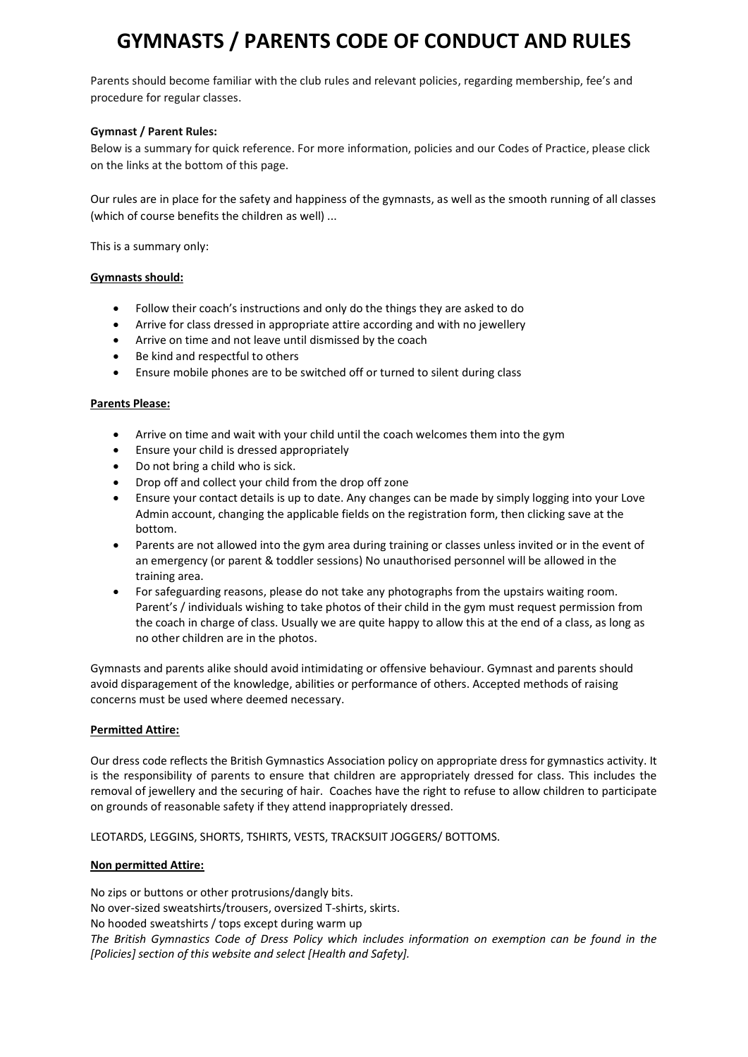# GYMNASTS / PARENTS CODE OF CONDUCT AND RULES

Parents should become familiar with the club rules and relevant policies, regarding membership, fee's and procedure for regular classes.

**Gymnast / Parent Rules:**

Below is a summary for quick reference. For more information, policies and our Codes of Practice, please click on the links at the bottom of this page.

Our rules are in place for the safety and happiness of the gymnasts, as well as the smooth running of all classes (which of course benefits the children as well) ...

This is a summary only:

**Gymnasts should:**

- Follow their coach's instructions and only do the things they are asked to do
- Arrive for class dressed in appropriate attire according and with no jewellery
- Arrive on time and not leave until dismissed by the coach
- Be kind and respectful to others
- Ensure mobile phones are to be switched off or turned to silent during class

**Parents Please:**

- Arrive on time and wait with your child until the coach welcomes them into the gym
- Ensure your child is dressed appropriately
- Do not bring a child who is sick.
- Drop off and collect your child from the drop off zone
- Ensure your contact details is up to date. Any changes can be made by simply logging into your Love Admin account, changing the applicable fields on the registration form, then clicking save at the bottom.
- Parents are not allowed into the gym area during training or classes unless invited or in the event of an emergency (or parent & toddler sessions) No unauthorised personnel will be allowed in the training area.
- For safeguarding reasons, please do not take any photographs from the upstairs waiting room. Parent's / individuals wishing to take photos of their child in the gym must request permission from the coach in charge of class. Usually we are quite happy to allow this at the end of a class, as long as no other children are in the photos.

Gymnasts and parents alike should avoid intimidating or offensive behaviour. Gymnast and parents should avoid disparagement of the knowledge, abilities or performance of others. Accepted methods of raising concerns must be used where deemed necessary.

**Permitted Attire:**

Our dress code reflects the British Gymnastics Association policy on appropriate dress for gymnastics activity. It is the responsibility of parents to ensure that children are appropriately dressed for class. This includes the removal of jewellery and the securing of hair. Coaches have the right to refuse to allow children to participate on grounds of reasonable safety if they attend inappropriately dressed.

LEOTARDS, LEGGINS, SHORTS, TSHIRTS, VESTS, TRACKSUIT JOGGERS/ BOTTOMS.

**Non permitted Attire:**

No zips or buttons or other protrusions/dangly bits.
No over-sized sweatshirts/trousers, oversized T-shirts, skirts.
No hooded sweatshirts / tops except during warm up
*The British Gymnastics Code of Dress Policy which includes information on exemption can be found in the [Policies] section of this website and select [Health and Safety].*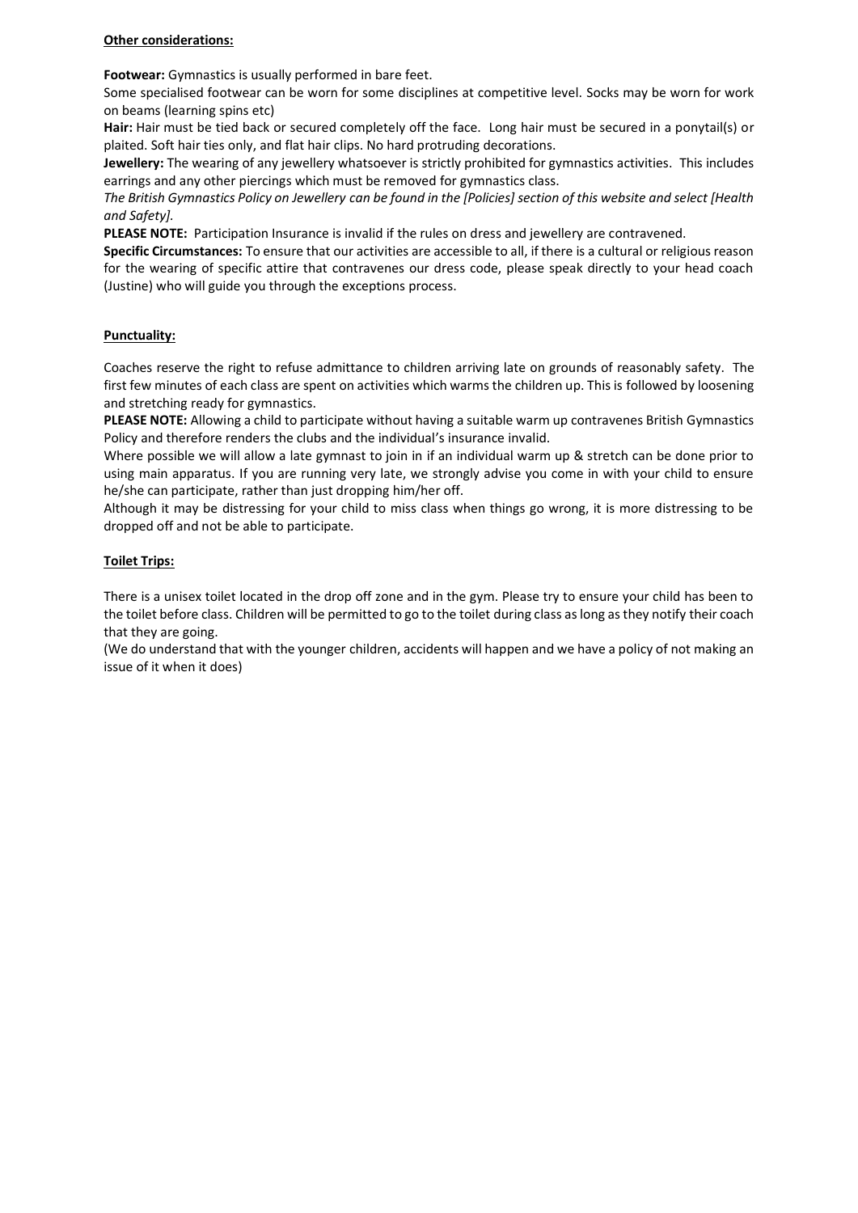**Other considerations:**

**Footwear:** Gymnastics is usually performed in bare feet.
Some specialised footwear can be worn for some disciplines at competitive level. Socks may be worn for work on beams (learning spins etc)

**Hair:** Hair must be tied back or secured completely off the face. Long hair must be secured in a ponytail(s) or plaited. Soft hair ties only, and flat hair clips. No hard protruding decorations.

**Jewellery:** The wearing of any jewellery whatsoever is strictly prohibited for gymnastics activities. This includes earrings and any other piercings which must be removed for gymnastics class.

*The British Gymnastics Policy on Jewellery can be found in the [Policies] section of this website and select [Health and Safety].*

**PLEASE NOTE:** Participation Insurance is invalid if the rules on dress and jewellery are contravened.

**Specific Circumstances:** To ensure that our activities are accessible to all, if there is a cultural or religious reason for the wearing of specific attire that contravenes our dress code, please speak directly to your head coach (Justine) who will guide you through the exceptions process.

**Punctuality:**

Coaches reserve the right to refuse admittance to children arriving late on grounds of reasonably safety. The first few minutes of each class are spent on activities which warms the children up. This is followed by loosening and stretching ready for gymnastics.

**PLEASE NOTE:** Allowing a child to participate without having a suitable warm up contravenes British Gymnastics Policy and therefore renders the clubs and the individual's insurance invalid.

Where possible we will allow a late gymnast to join in if an individual warm up & stretch can be done prior to using main apparatus. If you are running very late, we strongly advise you come in with your child to ensure he/she can participate, rather than just dropping him/her off.

Although it may be distressing for your child to miss class when things go wrong, it is more distressing to be dropped off and not be able to participate.

**Toilet Trips:**

There is a unisex toilet located in the drop off zone and in the gym. Please try to ensure your child has been to the toilet before class. Children will be permitted to go to the toilet during class as long as they notify their coach that they are going.

(We do understand that with the younger children, accidents will happen and we have a policy of not making an issue of it when it does)